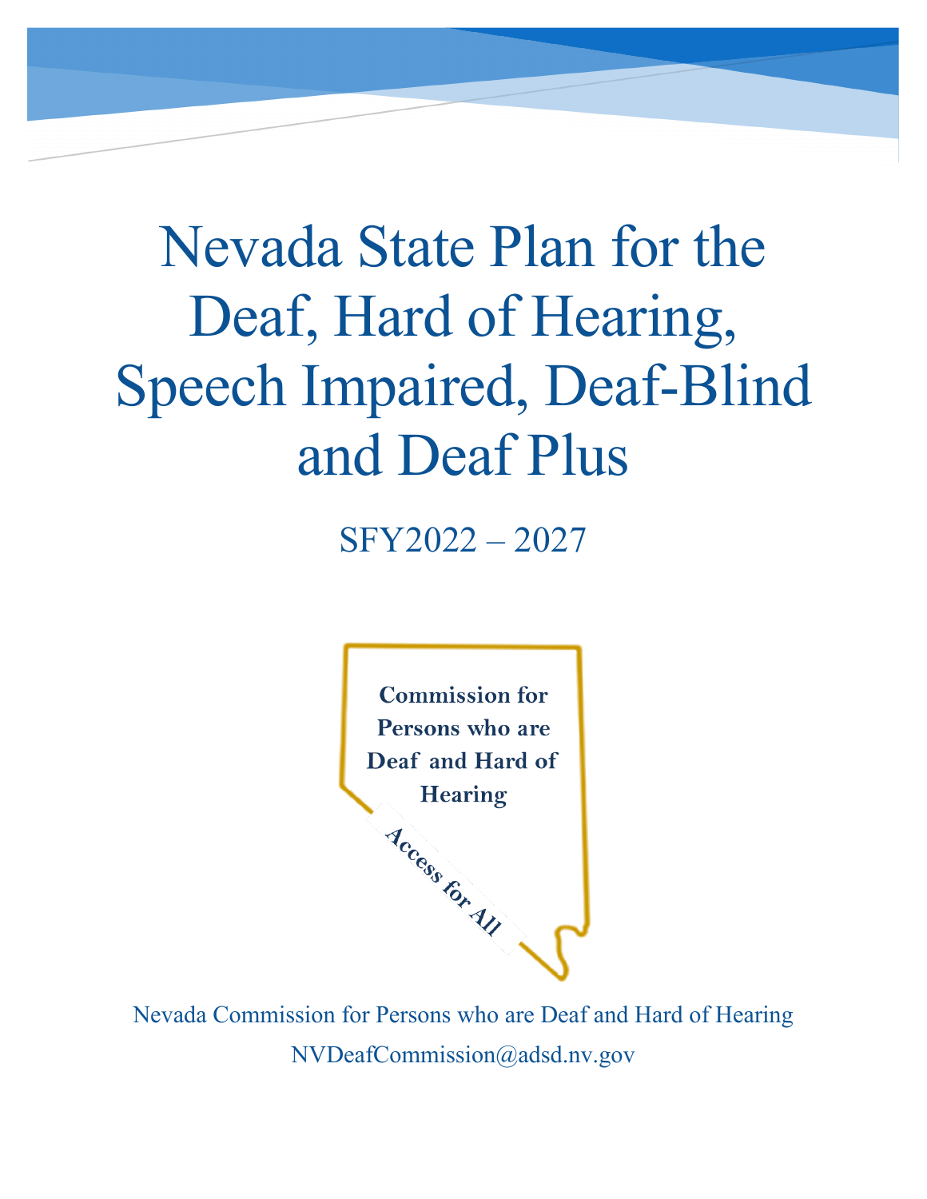# Nevada State Plan for the Deaf, Hard of Hearing, Speech Impaired, Deaf-Blind and Deaf Plus

SFY2022 – 2027

**Commission for Persons who are Deaf and Hard of Hearing**

**Access for All**

Nevada Commission for Persons who are Deaf and Hard of Hearing

NVDeafCommission@adsd.nv.gov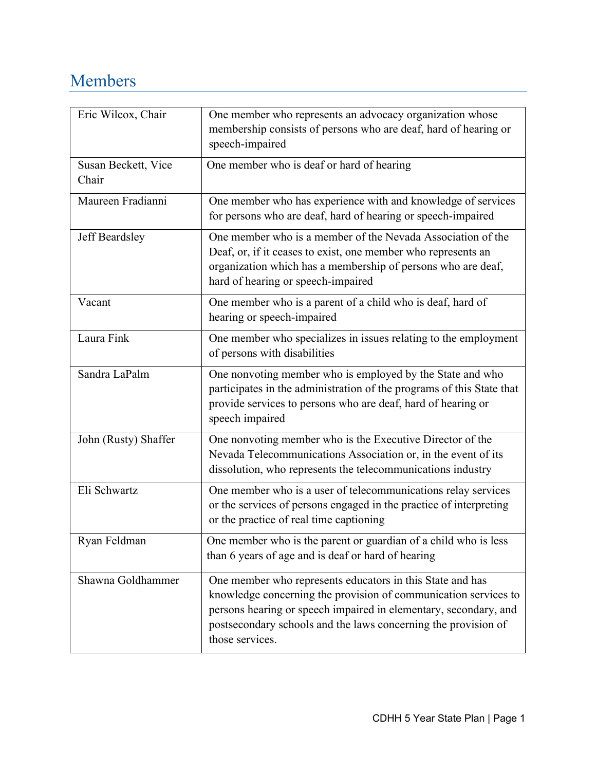## Members

| | |
|---|---|
| Eric Wilcox, Chair | One member who represents an advocacy organization whose membership consists of persons who are deaf, hard of hearing or speech-impaired |
| Susan Beckett, Vice Chair | One member who is deaf or hard of hearing |
| Maureen Fradianni | One member who has experience with and knowledge of services for persons who are deaf, hard of hearing or speech-impaired |
| Jeff Beardsley | One member who is a member of the Nevada Association of the Deaf, or, if it ceases to exist, one member who represents an organization which has a membership of persons who are deaf, hard of hearing or speech-impaired |
| Vacant | One member who is a parent of a child who is deaf, hard of hearing or speech-impaired |
| Laura Fink | One member who specializes in issues relating to the employment of persons with disabilities |
| Sandra LaPalm | One nonvoting member who is employed by the State and who participates in the administration of the programs of this State that provide services to persons who are deaf, hard of hearing or speech impaired |
| John (Rusty) Shaffer | One nonvoting member who is the Executive Director of the Nevada Telecommunications Association or, in the event of its dissolution, who represents the telecommunications industry |
| Eli Schwartz | One member who is a user of telecommunications relay services or the services of persons engaged in the practice of interpreting or the practice of real time captioning |
| Ryan Feldman | One member who is the parent or guardian of a child who is less than 6 years of age and is deaf or hard of hearing |
| Shawna Goldhammer | One member who represents educators in this State and has knowledge concerning the provision of communication services to persons hearing or speech impaired in elementary, secondary, and postsecondary schools and the laws concerning the provision of those services. |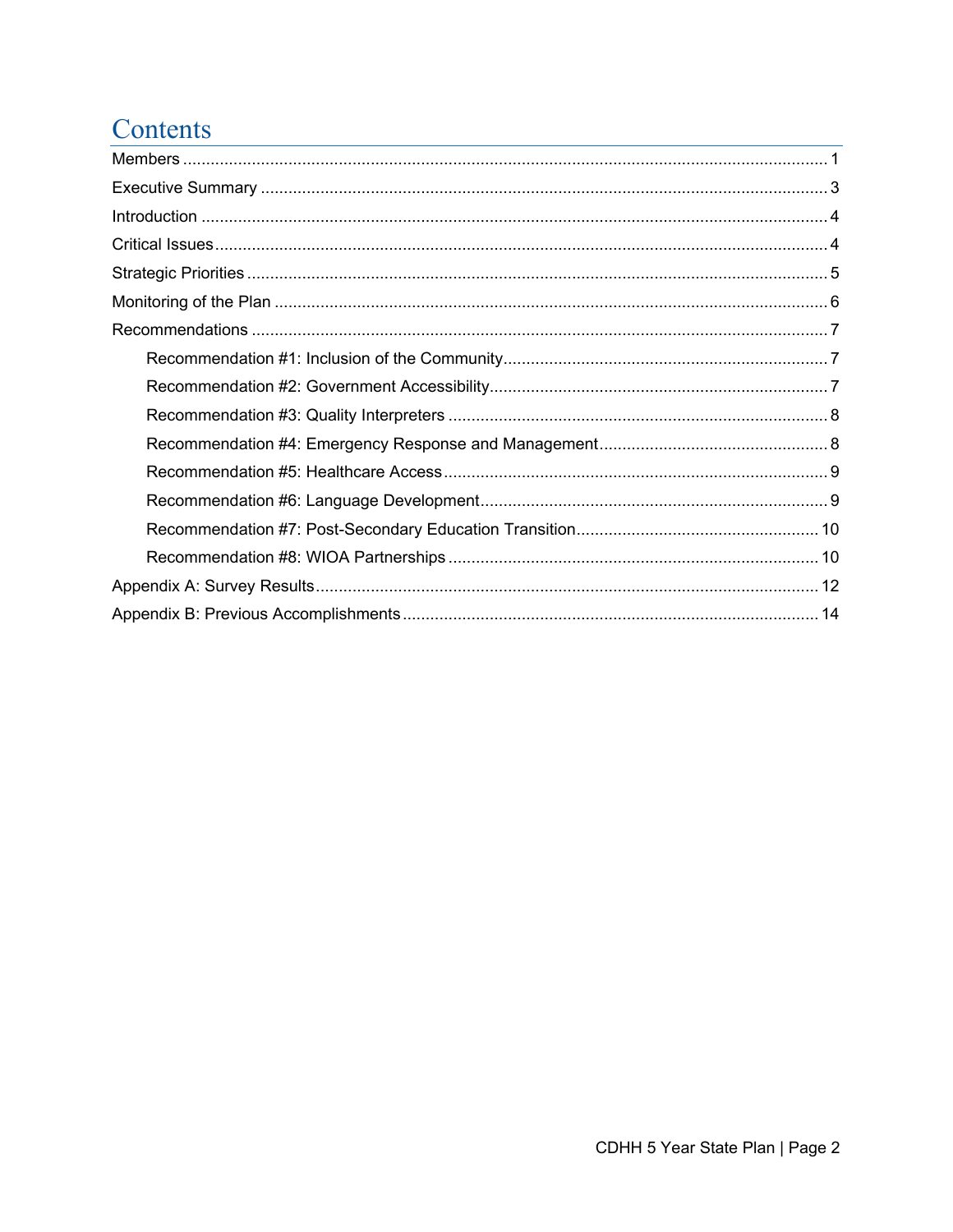# Contents

- Members ..... 1
- Executive Summary ..... 3
- Introduction ..... 4
- Critical Issues ..... 4
- Strategic Priorities ..... 5
- Monitoring of the Plan ..... 6
- Recommendations ..... 7
  - Recommendation #1: Inclusion of the Community ..... 7
  - Recommendation #2: Government Accessibility ..... 7
  - Recommendation #3: Quality Interpreters ..... 8
  - Recommendation #4: Emergency Response and Management ..... 8
  - Recommendation #5: Healthcare Access ..... 9
  - Recommendation #6: Language Development ..... 9
  - Recommendation #7: Post-Secondary Education Transition ..... 10
  - Recommendation #8: WIOA Partnerships ..... 10
- Appendix A: Survey Results ..... 12
- Appendix B: Previous Accomplishments ..... 14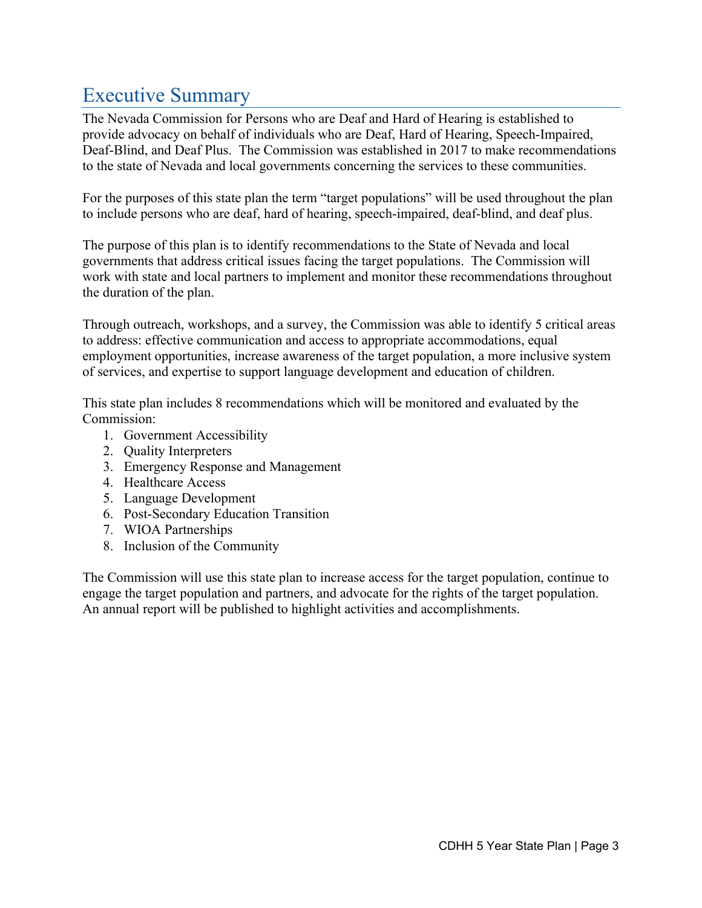# Executive Summary

The Nevada Commission for Persons who are Deaf and Hard of Hearing is established to provide advocacy on behalf of individuals who are Deaf, Hard of Hearing, Speech-Impaired, Deaf-Blind, and Deaf Plus. The Commission was established in 2017 to make recommendations to the state of Nevada and local governments concerning the services to these communities.

For the purposes of this state plan the term "target populations" will be used throughout the plan to include persons who are deaf, hard of hearing, speech-impaired, deaf-blind, and deaf plus.

The purpose of this plan is to identify recommendations to the State of Nevada and local governments that address critical issues facing the target populations. The Commission will work with state and local partners to implement and monitor these recommendations throughout the duration of the plan.

Through outreach, workshops, and a survey, the Commission was able to identify 5 critical areas to address: effective communication and access to appropriate accommodations, equal employment opportunities, increase awareness of the target population, a more inclusive system of services, and expertise to support language development and education of children.

This state plan includes 8 recommendations which will be monitored and evaluated by the Commission:

1. Government Accessibility
2. Quality Interpreters
3. Emergency Response and Management
4. Healthcare Access
5. Language Development
6. Post-Secondary Education Transition
7. WIOA Partnerships
8. Inclusion of the Community

The Commission will use this state plan to increase access for the target population, continue to engage the target population and partners, and advocate for the rights of the target population. An annual report will be published to highlight activities and accomplishments.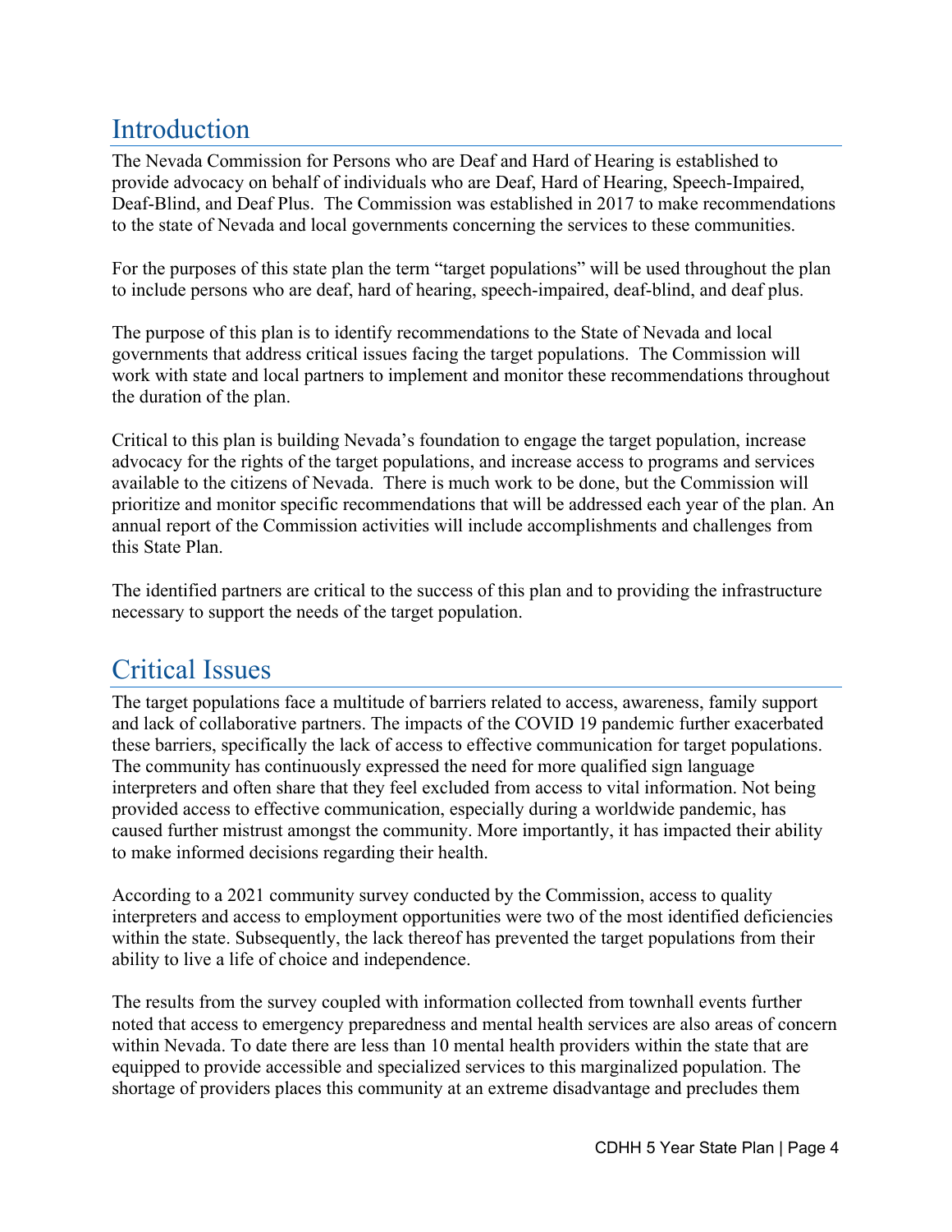## Introduction

The Nevada Commission for Persons who are Deaf and Hard of Hearing is established to provide advocacy on behalf of individuals who are Deaf, Hard of Hearing, Speech-Impaired, Deaf-Blind, and Deaf Plus. The Commission was established in 2017 to make recommendations to the state of Nevada and local governments concerning the services to these communities.

For the purposes of this state plan the term "target populations" will be used throughout the plan to include persons who are deaf, hard of hearing, speech-impaired, deaf-blind, and deaf plus.

The purpose of this plan is to identify recommendations to the State of Nevada and local governments that address critical issues facing the target populations. The Commission will work with state and local partners to implement and monitor these recommendations throughout the duration of the plan.

Critical to this plan is building Nevada's foundation to engage the target population, increase advocacy for the rights of the target populations, and increase access to programs and services available to the citizens of Nevada. There is much work to be done, but the Commission will prioritize and monitor specific recommendations that will be addressed each year of the plan. An annual report of the Commission activities will include accomplishments and challenges from this State Plan.

The identified partners are critical to the success of this plan and to providing the infrastructure necessary to support the needs of the target population.

## Critical Issues

The target populations face a multitude of barriers related to access, awareness, family support and lack of collaborative partners. The impacts of the COVID 19 pandemic further exacerbated these barriers, specifically the lack of access to effective communication for target populations. The community has continuously expressed the need for more qualified sign language interpreters and often share that they feel excluded from access to vital information. Not being provided access to effective communication, especially during a worldwide pandemic, has caused further mistrust amongst the community. More importantly, it has impacted their ability to make informed decisions regarding their health.

According to a 2021 community survey conducted by the Commission, access to quality interpreters and access to employment opportunities were two of the most identified deficiencies within the state. Subsequently, the lack thereof has prevented the target populations from their ability to live a life of choice and independence.

The results from the survey coupled with information collected from townhall events further noted that access to emergency preparedness and mental health services are also areas of concern within Nevada. To date there are less than 10 mental health providers within the state that are equipped to provide accessible and specialized services to this marginalized population. The shortage of providers places this community at an extreme disadvantage and precludes them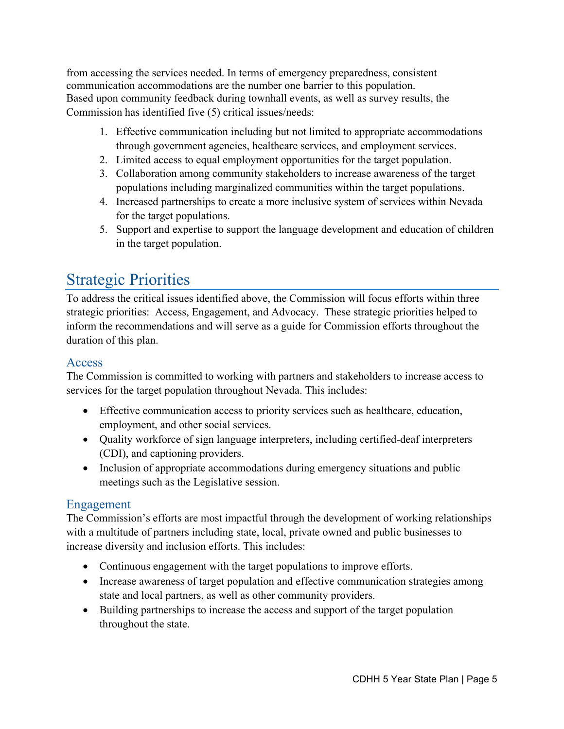from accessing the services needed. In terms of emergency preparedness, consistent communication accommodations are the number one barrier to this population.
Based upon community feedback during townhall events, as well as survey results, the Commission has identified five (5) critical issues/needs:

1. Effective communication including but not limited to appropriate accommodations through government agencies, healthcare services, and employment services.
2. Limited access to equal employment opportunities for the target population.
3. Collaboration among community stakeholders to increase awareness of the target populations including marginalized communities within the target populations.
4. Increased partnerships to create a more inclusive system of services within Nevada for the target populations.
5. Support and expertise to support the language development and education of children in the target population.

## Strategic Priorities

To address the critical issues identified above, the Commission will focus efforts within three strategic priorities: Access, Engagement, and Advocacy. These strategic priorities helped to inform the recommendations and will serve as a guide for Commission efforts throughout the duration of this plan.

### Access

The Commission is committed to working with partners and stakeholders to increase access to services for the target population throughout Nevada. This includes:

- Effective communication access to priority services such as healthcare, education, employment, and other social services.
- Quality workforce of sign language interpreters, including certified-deaf interpreters (CDI), and captioning providers.
- Inclusion of appropriate accommodations during emergency situations and public meetings such as the Legislative session.

### Engagement

The Commission's efforts are most impactful through the development of working relationships with a multitude of partners including state, local, private owned and public businesses to increase diversity and inclusion efforts. This includes:

- Continuous engagement with the target populations to improve efforts.
- Increase awareness of target population and effective communication strategies among state and local partners, as well as other community providers.
- Building partnerships to increase the access and support of the target population throughout the state.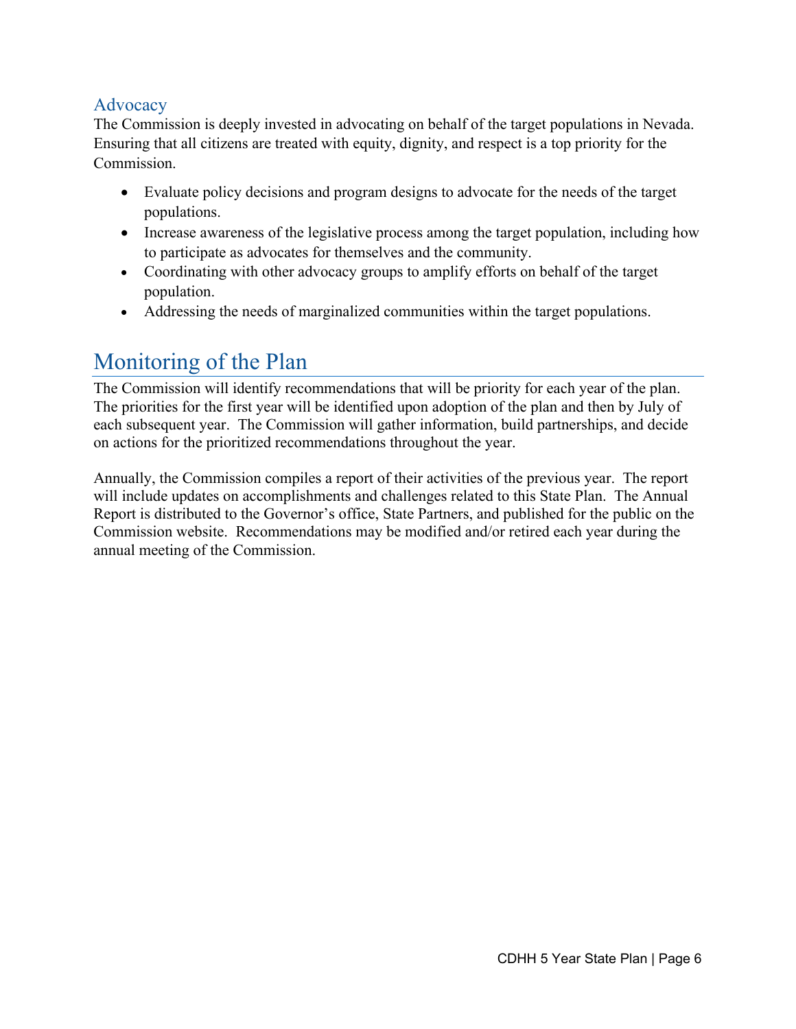### Advocacy

The Commission is deeply invested in advocating on behalf of the target populations in Nevada. Ensuring that all citizens are treated with equity, dignity, and respect is a top priority for the Commission.

- Evaluate policy decisions and program designs to advocate for the needs of the target populations.
- Increase awareness of the legislative process among the target population, including how to participate as advocates for themselves and the community.
- Coordinating with other advocacy groups to amplify efforts on behalf of the target population.
- Addressing the needs of marginalized communities within the target populations.

## Monitoring of the Plan

The Commission will identify recommendations that will be priority for each year of the plan. The priorities for the first year will be identified upon adoption of the plan and then by July of each subsequent year. The Commission will gather information, build partnerships, and decide on actions for the prioritized recommendations throughout the year.

Annually, the Commission compiles a report of their activities of the previous year. The report will include updates on accomplishments and challenges related to this State Plan. The Annual Report is distributed to the Governor's office, State Partners, and published for the public on the Commission website. Recommendations may be modified and/or retired each year during the annual meeting of the Commission.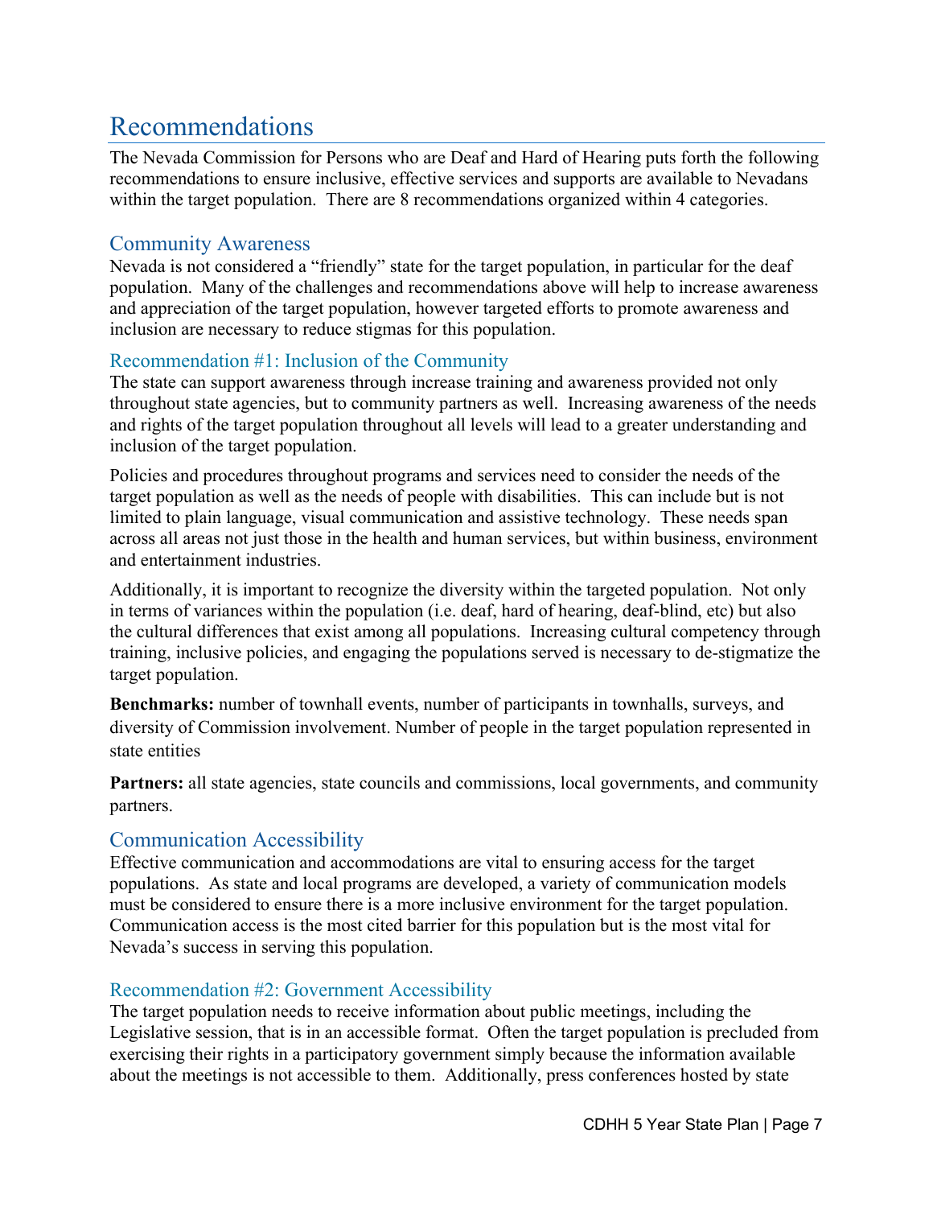# Recommendations

The Nevada Commission for Persons who are Deaf and Hard of Hearing puts forth the following recommendations to ensure inclusive, effective services and supports are available to Nevadans within the target population. There are 8 recommendations organized within 4 categories.

## Community Awareness

Nevada is not considered a "friendly" state for the target population, in particular for the deaf population. Many of the challenges and recommendations above will help to increase awareness and appreciation of the target population, however targeted efforts to promote awareness and inclusion are necessary to reduce stigmas for this population.

### Recommendation #1: Inclusion of the Community

The state can support awareness through increase training and awareness provided not only throughout state agencies, but to community partners as well. Increasing awareness of the needs and rights of the target population throughout all levels will lead to a greater understanding and inclusion of the target population.

Policies and procedures throughout programs and services need to consider the needs of the target population as well as the needs of people with disabilities. This can include but is not limited to plain language, visual communication and assistive technology. These needs span across all areas not just those in the health and human services, but within business, environment and entertainment industries.

Additionally, it is important to recognize the diversity within the targeted population. Not only in terms of variances within the population (i.e. deaf, hard of hearing, deaf-blind, etc) but also the cultural differences that exist among all populations. Increasing cultural competency through training, inclusive policies, and engaging the populations served is necessary to de-stigmatize the target population.

**Benchmarks:** number of townhall events, number of participants in townhalls, surveys, and diversity of Commission involvement. Number of people in the target population represented in state entities

**Partners:** all state agencies, state councils and commissions, local governments, and community partners.

## Communication Accessibility

Effective communication and accommodations are vital to ensuring access for the target populations. As state and local programs are developed, a variety of communication models must be considered to ensure there is a more inclusive environment for the target population. Communication access is the most cited barrier for this population but is the most vital for Nevada's success in serving this population.

### Recommendation #2: Government Accessibility

The target population needs to receive information about public meetings, including the Legislative session, that is in an accessible format. Often the target population is precluded from exercising their rights in a participatory government simply because the information available about the meetings is not accessible to them. Additionally, press conferences hosted by state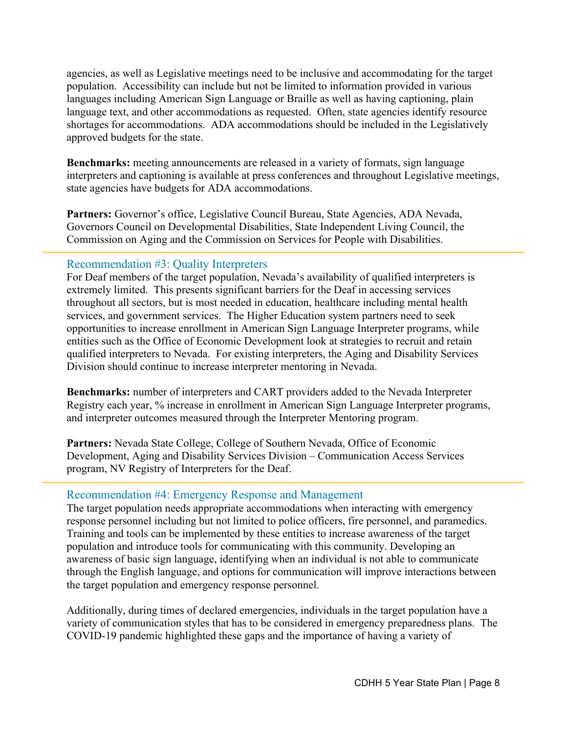agencies, as well as Legislative meetings need to be inclusive and accommodating for the target population. Accessibility can include but not be limited to information provided in various languages including American Sign Language or Braille as well as having captioning, plain language text, and other accommodations as requested. Often, state agencies identify resource shortages for accommodations. ADA accommodations should be included in the Legislatively approved budgets for the state.

**Benchmarks:** meeting announcements are released in a variety of formats, sign language interpreters and captioning is available at press conferences and throughout Legislative meetings, state agencies have budgets for ADA accommodations.

**Partners:** Governor's office, Legislative Council Bureau, State Agencies, ADA Nevada, Governors Council on Developmental Disabilities, State Independent Living Council, the Commission on Aging and the Commission on Services for People with Disabilities.

## Recommendation #3: Quality Interpreters

For Deaf members of the target population, Nevada's availability of qualified interpreters is extremely limited. This presents significant barriers for the Deaf in accessing services throughout all sectors, but is most needed in education, healthcare including mental health services, and government services. The Higher Education system partners need to seek opportunities to increase enrollment in American Sign Language Interpreter programs, while entities such as the Office of Economic Development look at strategies to recruit and retain qualified interpreters to Nevada. For existing interpreters, the Aging and Disability Services Division should continue to increase interpreter mentoring in Nevada.

**Benchmarks:** number of interpreters and CART providers added to the Nevada Interpreter Registry each year, % increase in enrollment in American Sign Language Interpreter programs, and interpreter outcomes measured through the Interpreter Mentoring program.

**Partners:** Nevada State College, College of Southern Nevada, Office of Economic Development, Aging and Disability Services Division – Communication Access Services program, NV Registry of Interpreters for the Deaf.

## Recommendation #4: Emergency Response and Management

The target population needs appropriate accommodations when interacting with emergency response personnel including but not limited to police officers, fire personnel, and paramedics. Training and tools can be implemented by these entities to increase awareness of the target population and introduce tools for communicating with this community. Developing an awareness of basic sign language, identifying when an individual is not able to communicate through the English language, and options for communication will improve interactions between the target population and emergency response personnel.

Additionally, during times of declared emergencies, individuals in the target population have a variety of communication styles that has to be considered in emergency preparedness plans. The COVID-19 pandemic highlighted these gaps and the importance of having a variety of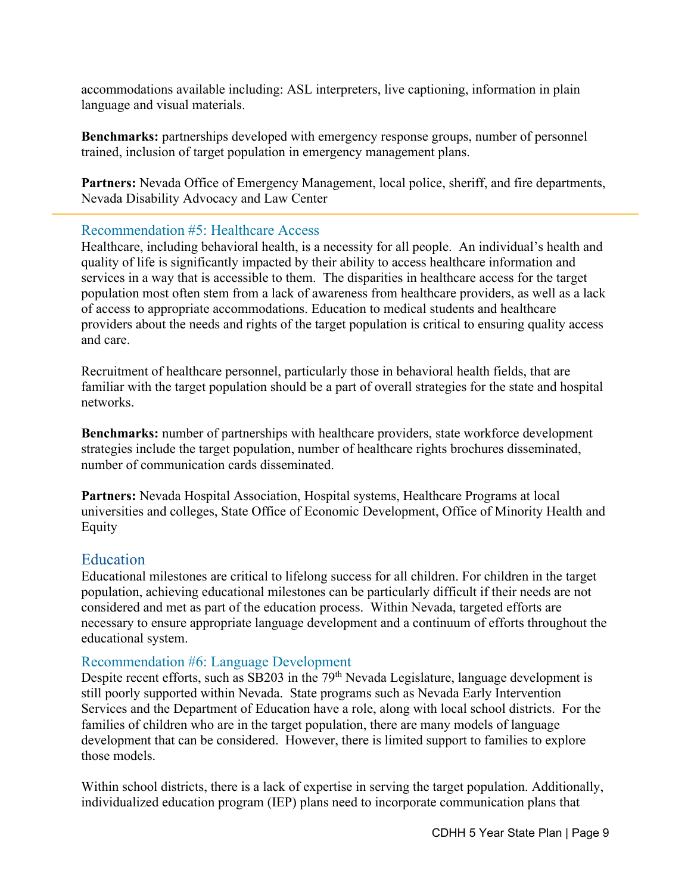accommodations available including: ASL interpreters, live captioning, information in plain language and visual materials.

**Benchmarks:** partnerships developed with emergency response groups, number of personnel trained, inclusion of target population in emergency management plans.

**Partners:** Nevada Office of Emergency Management, local police, sheriff, and fire departments, Nevada Disability Advocacy and Law Center

---

### Recommendation #5: Healthcare Access

Healthcare, including behavioral health, is a necessity for all people. An individual's health and quality of life is significantly impacted by their ability to access healthcare information and services in a way that is accessible to them. The disparities in healthcare access for the target population most often stem from a lack of awareness from healthcare providers, as well as a lack of access to appropriate accommodations. Education to medical students and healthcare providers about the needs and rights of the target population is critical to ensuring quality access and care.

Recruitment of healthcare personnel, particularly those in behavioral health fields, that are familiar with the target population should be a part of overall strategies for the state and hospital networks.

**Benchmarks:** number of partnerships with healthcare providers, state workforce development strategies include the target population, number of healthcare rights brochures disseminated, number of communication cards disseminated.

**Partners:** Nevada Hospital Association, Hospital systems, Healthcare Programs at local universities and colleges, State Office of Economic Development, Office of Minority Health and Equity

## Education

Educational milestones are critical to lifelong success for all children. For children in the target population, achieving educational milestones can be particularly difficult if their needs are not considered and met as part of the education process. Within Nevada, targeted efforts are necessary to ensure appropriate language development and a continuum of efforts throughout the educational system.

### Recommendation #6: Language Development

Despite recent efforts, such as SB203 in the 79th Nevada Legislature, language development is still poorly supported within Nevada. State programs such as Nevada Early Intervention Services and the Department of Education have a role, along with local school districts. For the families of children who are in the target population, there are many models of language development that can be considered. However, there is limited support to families to explore those models.

Within school districts, there is a lack of expertise in serving the target population. Additionally, individualized education program (IEP) plans need to incorporate communication plans that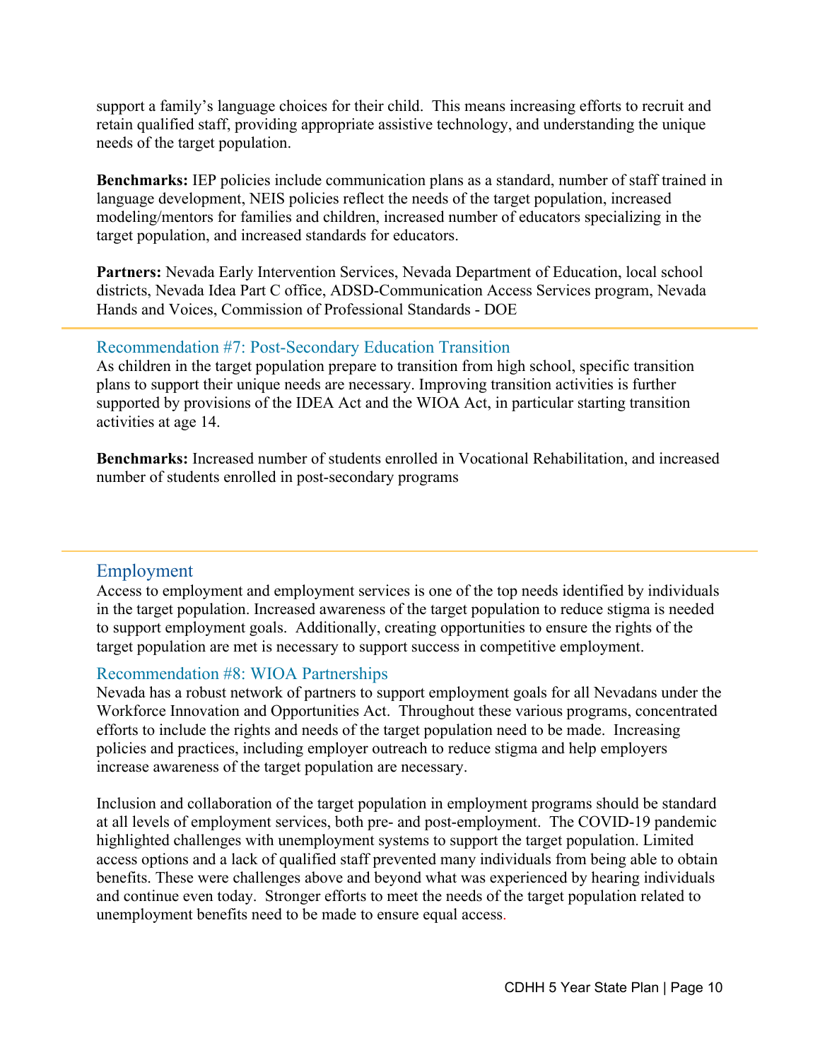support a family's language choices for their child. This means increasing efforts to recruit and retain qualified staff, providing appropriate assistive technology, and understanding the unique needs of the target population.

**Benchmarks:** IEP policies include communication plans as a standard, number of staff trained in language development, NEIS policies reflect the needs of the target population, increased modeling/mentors for families and children, increased number of educators specializing in the target population, and increased standards for educators.

**Partners:** Nevada Early Intervention Services, Nevada Department of Education, local school districts, Nevada Idea Part C office, ADSD-Communication Access Services program, Nevada Hands and Voices, Commission of Professional Standards - DOE

### Recommendation #7: Post-Secondary Education Transition

As children in the target population prepare to transition from high school, specific transition plans to support their unique needs are necessary. Improving transition activities is further supported by provisions of the IDEA Act and the WIOA Act, in particular starting transition activities at age 14.

**Benchmarks:** Increased number of students enrolled in Vocational Rehabilitation, and increased number of students enrolled in post-secondary programs

## Employment

Access to employment and employment services is one of the top needs identified by individuals in the target population. Increased awareness of the target population to reduce stigma is needed to support employment goals. Additionally, creating opportunities to ensure the rights of the target population are met is necessary to support success in competitive employment.

### Recommendation #8: WIOA Partnerships

Nevada has a robust network of partners to support employment goals for all Nevadans under the Workforce Innovation and Opportunities Act. Throughout these various programs, concentrated efforts to include the rights and needs of the target population need to be made. Increasing policies and practices, including employer outreach to reduce stigma and help employers increase awareness of the target population are necessary.

Inclusion and collaboration of the target population in employment programs should be standard at all levels of employment services, both pre- and post-employment. The COVID-19 pandemic highlighted challenges with unemployment systems to support the target population. Limited access options and a lack of qualified staff prevented many individuals from being able to obtain benefits. These were challenges above and beyond what was experienced by hearing individuals and continue even today. Stronger efforts to meet the needs of the target population related to unemployment benefits need to be made to ensure equal access.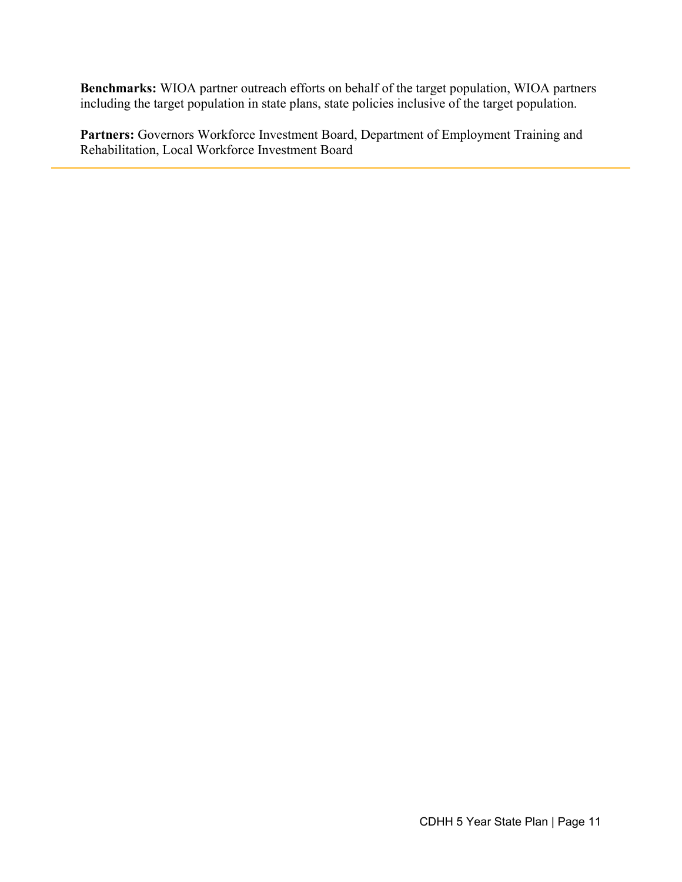**Benchmarks:** WIOA partner outreach efforts on behalf of the target population, WIOA partners including the target population in state plans, state policies inclusive of the target population.

**Partners:** Governors Workforce Investment Board, Department of Employment Training and Rehabilitation, Local Workforce Investment Board

---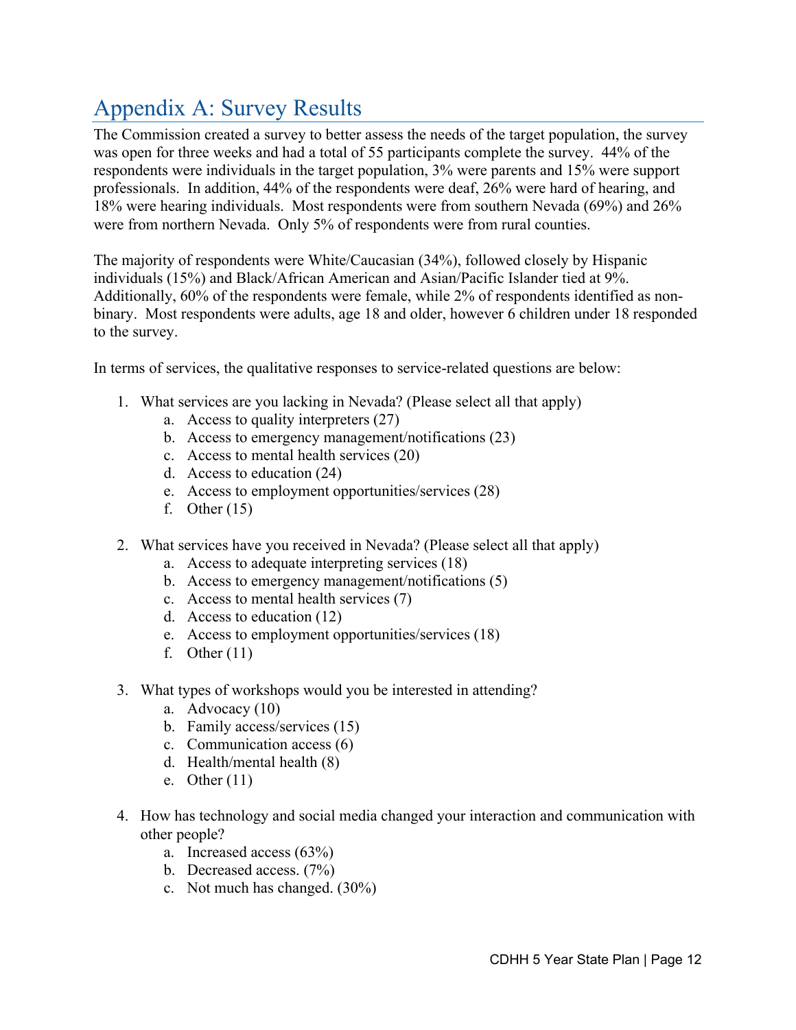# Appendix A: Survey Results

The Commission created a survey to better assess the needs of the target population, the survey was open for three weeks and had a total of 55 participants complete the survey. 44% of the respondents were individuals in the target population, 3% were parents and 15% were support professionals. In addition, 44% of the respondents were deaf, 26% were hard of hearing, and 18% were hearing individuals. Most respondents were from southern Nevada (69%) and 26% were from northern Nevada. Only 5% of respondents were from rural counties.

The majority of respondents were White/Caucasian (34%), followed closely by Hispanic individuals (15%) and Black/African American and Asian/Pacific Islander tied at 9%. Additionally, 60% of the respondents were female, while 2% of respondents identified as non-binary. Most respondents were adults, age 18 and older, however 6 children under 18 responded to the survey.

In terms of services, the qualitative responses to service-related questions are below:

1. What services are you lacking in Nevada? (Please select all that apply)
   a. Access to quality interpreters (27)
   b. Access to emergency management/notifications (23)
   c. Access to mental health services (20)
   d. Access to education (24)
   e. Access to employment opportunities/services (28)
   f. Other (15)

2. What services have you received in Nevada? (Please select all that apply)
   a. Access to adequate interpreting services (18)
   b. Access to emergency management/notifications (5)
   c. Access to mental health services (7)
   d. Access to education (12)
   e. Access to employment opportunities/services (18)
   f. Other (11)

3. What types of workshops would you be interested in attending?
   a. Advocacy (10)
   b. Family access/services (15)
   c. Communication access (6)
   d. Health/mental health (8)
   e. Other (11)

4. How has technology and social media changed your interaction and communication with other people?
   a. Increased access (63%)
   b. Decreased access. (7%)
   c. Not much has changed. (30%)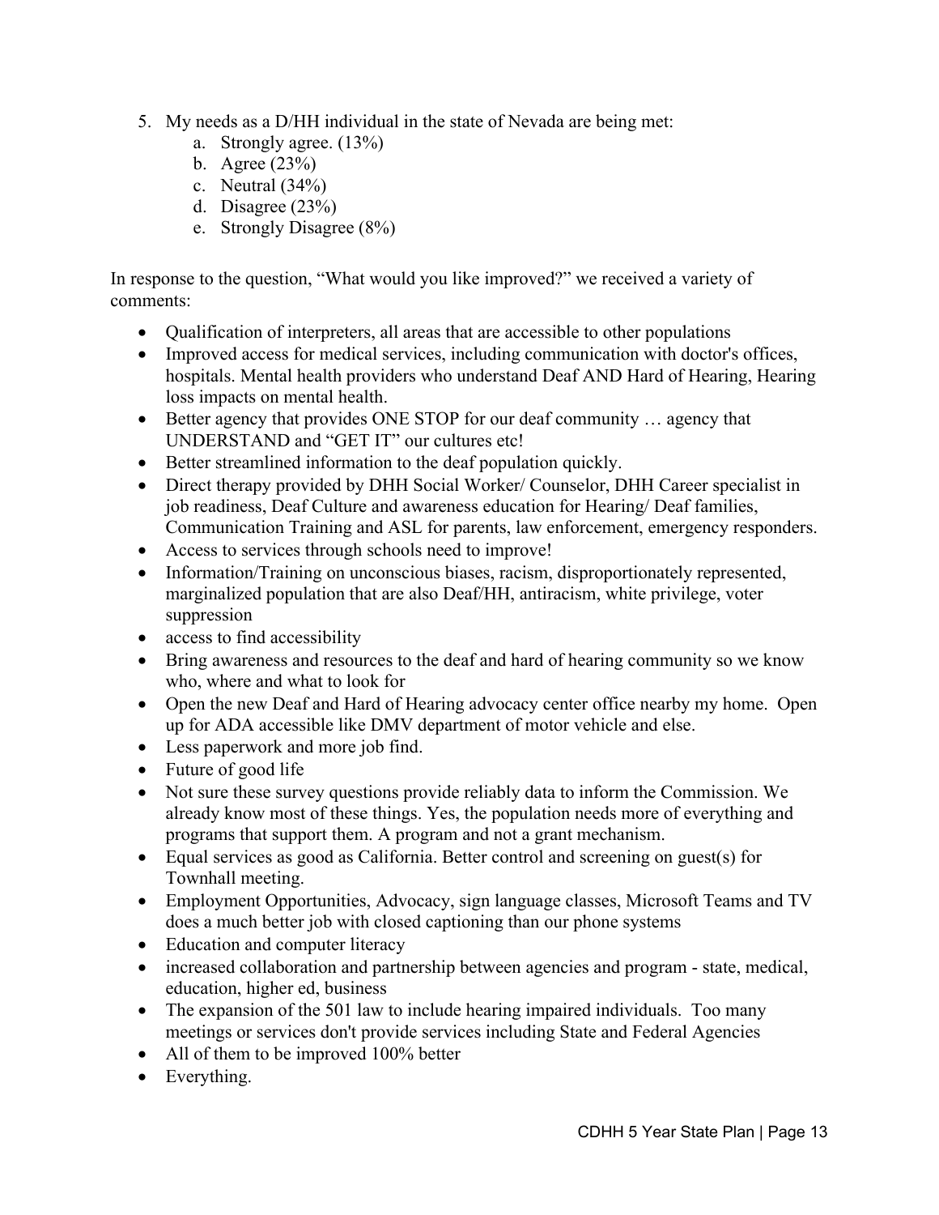5. My needs as a D/HH individual in the state of Nevada are being met:
    a. Strongly agree. (13%)
    b. Agree (23%)
    c. Neutral (34%)
    d. Disagree (23%)
    e. Strongly Disagree (8%)

In response to the question, "What would you like improved?" we received a variety of comments:

- Qualification of interpreters, all areas that are accessible to other populations
- Improved access for medical services, including communication with doctor's offices, hospitals. Mental health providers who understand Deaf AND Hard of Hearing, Hearing loss impacts on mental health.
- Better agency that provides ONE STOP for our deaf community … agency that UNDERSTAND and "GET IT" our cultures etc!
- Better streamlined information to the deaf population quickly.
- Direct therapy provided by DHH Social Worker/ Counselor, DHH Career specialist in job readiness, Deaf Culture and awareness education for Hearing/ Deaf families, Communication Training and ASL for parents, law enforcement, emergency responders.
- Access to services through schools need to improve!
- Information/Training on unconscious biases, racism, disproportionately represented, marginalized population that are also Deaf/HH, antiracism, white privilege, voter suppression
- access to find accessibility
- Bring awareness and resources to the deaf and hard of hearing community so we know who, where and what to look for
- Open the new Deaf and Hard of Hearing advocacy center office nearby my home. Open up for ADA accessible like DMV department of motor vehicle and else.
- Less paperwork and more job find.
- Future of good life
- Not sure these survey questions provide reliably data to inform the Commission. We already know most of these things. Yes, the population needs more of everything and programs that support them. A program and not a grant mechanism.
- Equal services as good as California. Better control and screening on guest(s) for Townhall meeting.
- Employment Opportunities, Advocacy, sign language classes, Microsoft Teams and TV does a much better job with closed captioning than our phone systems
- Education and computer literacy
- increased collaboration and partnership between agencies and program - state, medical, education, higher ed, business
- The expansion of the 501 law to include hearing impaired individuals. Too many meetings or services don't provide services including State and Federal Agencies
- All of them to be improved 100% better
- Everything.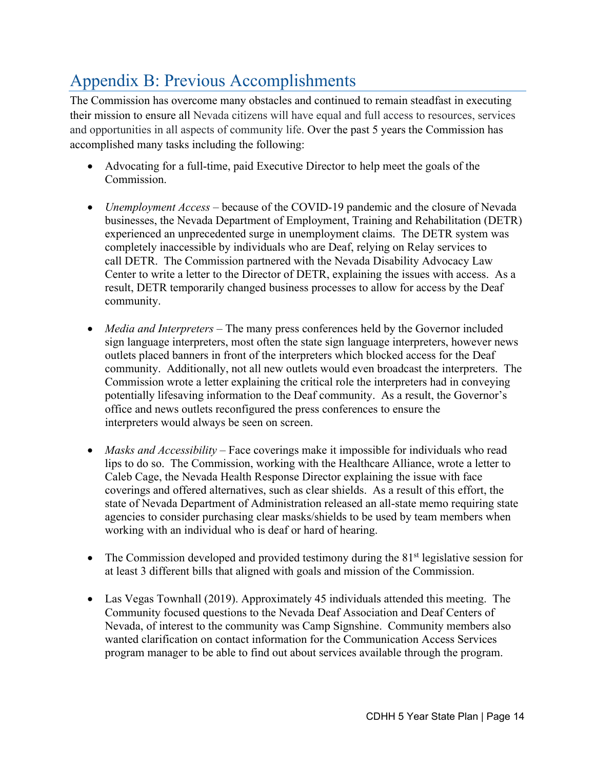# Appendix B: Previous Accomplishments

The Commission has overcome many obstacles and continued to remain steadfast in executing their mission to ensure all Nevada citizens will have equal and full access to resources, services and opportunities in all aspects of community life. Over the past 5 years the Commission has accomplished many tasks including the following:

- Advocating for a full-time, paid Executive Director to help meet the goals of the Commission.

- *Unemployment Access* – because of the COVID-19 pandemic and the closure of Nevada businesses, the Nevada Department of Employment, Training and Rehabilitation (DETR) experienced an unprecedented surge in unemployment claims. The DETR system was completely inaccessible by individuals who are Deaf, relying on Relay services to call DETR. The Commission partnered with the Nevada Disability Advocacy Law Center to write a letter to the Director of DETR, explaining the issues with access. As a result, DETR temporarily changed business processes to allow for access by the Deaf community.

- *Media and Interpreters* – The many press conferences held by the Governor included sign language interpreters, most often the state sign language interpreters, however news outlets placed banners in front of the interpreters which blocked access for the Deaf community. Additionally, not all new outlets would even broadcast the interpreters. The Commission wrote a letter explaining the critical role the interpreters had in conveying potentially lifesaving information to the Deaf community. As a result, the Governor's office and news outlets reconfigured the press conferences to ensure the interpreters would always be seen on screen.

- *Masks and Accessibility* – Face coverings make it impossible for individuals who read lips to do so. The Commission, working with the Healthcare Alliance, wrote a letter to Caleb Cage, the Nevada Health Response Director explaining the issue with face coverings and offered alternatives, such as clear shields. As a result of this effort, the state of Nevada Department of Administration released an all-state memo requiring state agencies to consider purchasing clear masks/shields to be used by team members when working with an individual who is deaf or hard of hearing.

- The Commission developed and provided testimony during the 81st legislative session for at least 3 different bills that aligned with goals and mission of the Commission.

- Las Vegas Townhall (2019). Approximately 45 individuals attended this meeting. The Community focused questions to the Nevada Deaf Association and Deaf Centers of Nevada, of interest to the community was Camp Signshine. Community members also wanted clarification on contact information for the Communication Access Services program manager to be able to find out about services available through the program.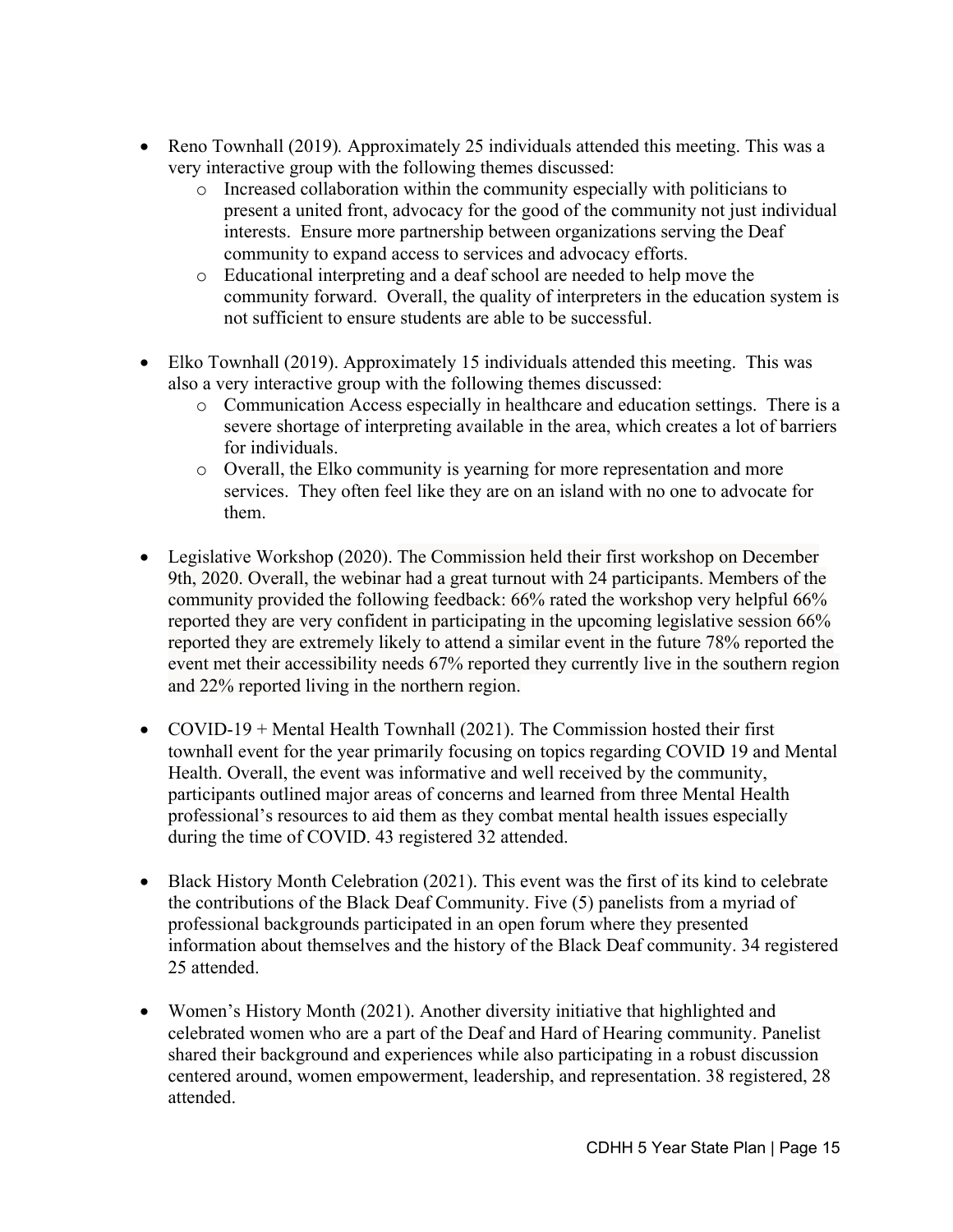- Reno Townhall (2019). Approximately 25 individuals attended this meeting. This was a very interactive group with the following themes discussed:
  - Increased collaboration within the community especially with politicians to present a united front, advocacy for the good of the community not just individual interests. Ensure more partnership between organizations serving the Deaf community to expand access to services and advocacy efforts.
  - Educational interpreting and a deaf school are needed to help move the community forward. Overall, the quality of interpreters in the education system is not sufficient to ensure students are able to be successful.

- Elko Townhall (2019). Approximately 15 individuals attended this meeting. This was also a very interactive group with the following themes discussed:
  - Communication Access especially in healthcare and education settings. There is a severe shortage of interpreting available in the area, which creates a lot of barriers for individuals.
  - Overall, the Elko community is yearning for more representation and more services. They often feel like they are on an island with no one to advocate for them.

- Legislative Workshop (2020). The Commission held their first workshop on December 9th, 2020. Overall, the webinar had a great turnout with 24 participants. Members of the community provided the following feedback: 66% rated the workshop very helpful 66% reported they are very confident in participating in the upcoming legislative session 66% reported they are extremely likely to attend a similar event in the future 78% reported the event met their accessibility needs 67% reported they currently live in the southern region and 22% reported living in the northern region.

- COVID-19 + Mental Health Townhall (2021). The Commission hosted their first townhall event for the year primarily focusing on topics regarding COVID 19 and Mental Health. Overall, the event was informative and well received by the community, participants outlined major areas of concerns and learned from three Mental Health professional's resources to aid them as they combat mental health issues especially during the time of COVID. 43 registered 32 attended.

- Black History Month Celebration (2021). This event was the first of its kind to celebrate the contributions of the Black Deaf Community. Five (5) panelists from a myriad of professional backgrounds participated in an open forum where they presented information about themselves and the history of the Black Deaf community. 34 registered 25 attended.

- Women's History Month (2021). Another diversity initiative that highlighted and celebrated women who are a part of the Deaf and Hard of Hearing community. Panelist shared their background and experiences while also participating in a robust discussion centered around, women empowerment, leadership, and representation. 38 registered, 28 attended.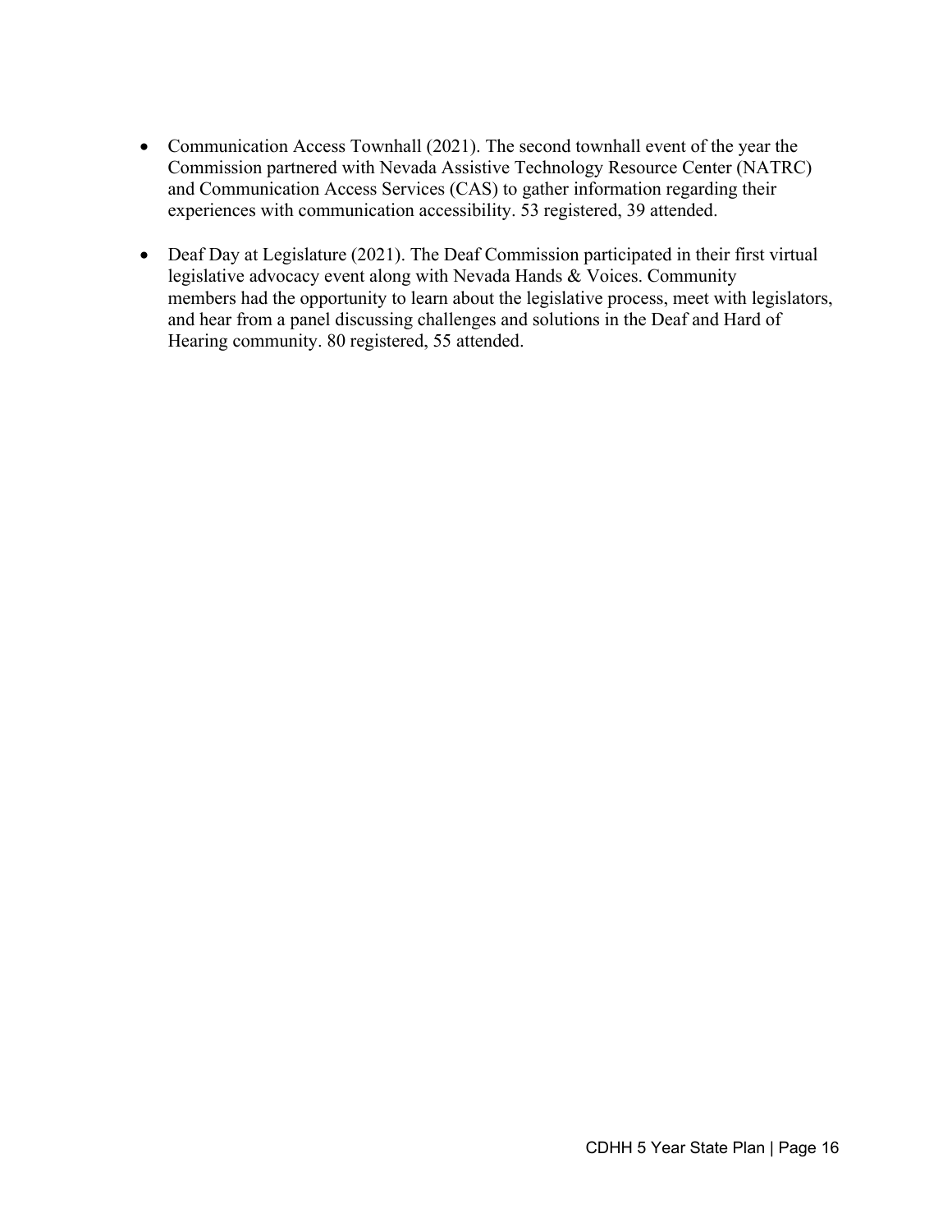- Communication Access Townhall (2021). The second townhall event of the year the Commission partnered with Nevada Assistive Technology Resource Center (NATRC) and Communication Access Services (CAS) to gather information regarding their experiences with communication accessibility. 53 registered, 39 attended.

- Deaf Day at Legislature (2021). The Deaf Commission participated in their first virtual legislative advocacy event along with Nevada Hands & Voices. Community members had the opportunity to learn about the legislative process, meet with legislators, and hear from a panel discussing challenges and solutions in the Deaf and Hard of Hearing community. 80 registered, 55 attended.